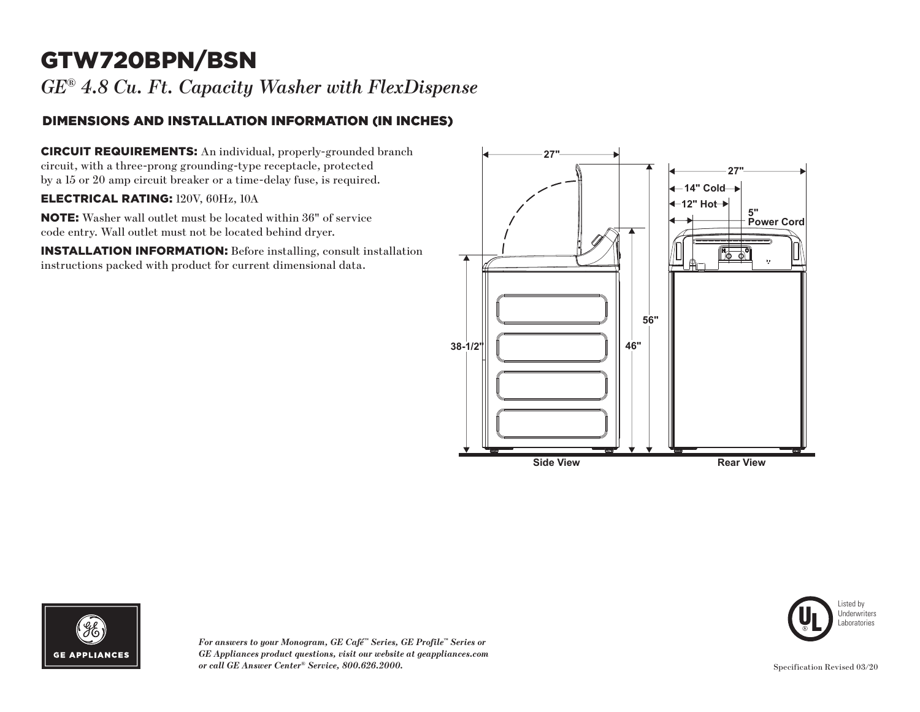# GTW720BPN/BSN

*GE® 4.8 Cu. Ft. Capacity Washer with FlexDispense*

## DIMENSIONS AND INSTALLATION INFORMATION (IN INCHES)

**CIRCUIT REQUIREMENTS:** An individual, properly-grounded branch circuit, with a three-prong grounding-type receptacle, protected by a 15 or 20 amp circuit breaker or a time-delay fuse, is required.

**ELECTRICAL RATING:** 120V, 60Hz, 10A

**NOTE:** Washer wall outlet must be located within 36" of service code entry. Wall outlet must not be located behind dryer.

**INSTALLATION INFORMATION:** Before installing, consult installation instructions packed with product for current dimensional data.

27"

38-1/2"

46"

56"

Side View

27"

14" Cold

12" Hot

5" Power Cord

Rear View

*For answers to your Monogram, GE Café™ Series, GE Profile™ Series or GE Appliances product questions, visit our website at geappliances.com or call GE Answer Center® Service, 800.626.2000.*

Listed by Underwriters Laboratories

Specification Revised 03/20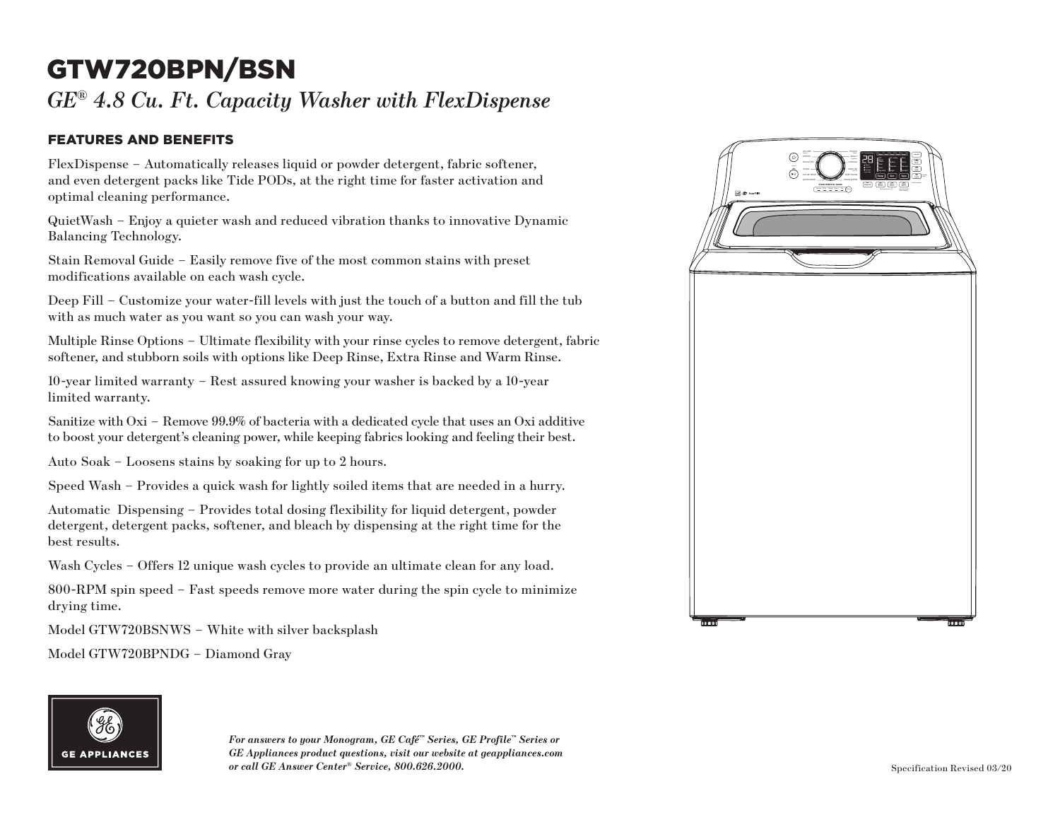# GTW720BPN/BSN

*GE® 4.8 Cu. Ft. Capacity Washer with FlexDispense*

## FEATURES AND BENEFITS

FlexDispense – Automatically releases liquid or powder detergent, fabric softener, and even detergent packs like Tide PODs, at the right time for faster activation and optimal cleaning performance.

QuietWash – Enjoy a quieter wash and reduced vibration thanks to innovative Dynamic Balancing Technology.

Stain Removal Guide – Easily remove five of the most common stains with preset modifications available on each wash cycle.

Deep Fill – Customize your water-fill levels with just the touch of a button and fill the tub with as much water as you want so you can wash your way.

Multiple Rinse Options – Ultimate flexibility with your rinse cycles to remove detergent, fabric softener, and stubborn soils with options like Deep Rinse, Extra Rinse and Warm Rinse.

10-year limited warranty – Rest assured knowing your washer is backed by a 10-year limited warranty.

Sanitize with Oxi – Remove 99.9% of bacteria with a dedicated cycle that uses an Oxi additive to boost your detergent's cleaning power, while keeping fabrics looking and feeling their best.

Auto Soak – Loosens stains by soaking for up to 2 hours.

Speed Wash – Provides a quick wash for lightly soiled items that are needed in a hurry.

Automatic Dispensing – Provides total dosing flexibility for liquid detergent, powder detergent, detergent packs, softener, and bleach by dispensing at the right time for the best results.

Wash Cycles – Offers 12 unique wash cycles to provide an ultimate clean for any load.

800-RPM spin speed – Fast speeds remove more water during the spin cycle to minimize drying time.

Model GTW720BSNWS – White with silver backsplash

Model GTW720BPNDG – Diamond Gray

GE APPLIANCES

***For answers to your Monogram, GE Café™ Series, GE Profile™ Series or GE Appliances product questions, visit our website at geappliances.com or call GE Answer Center® Service, 800.626.2000.***

Specification Revised 03/20